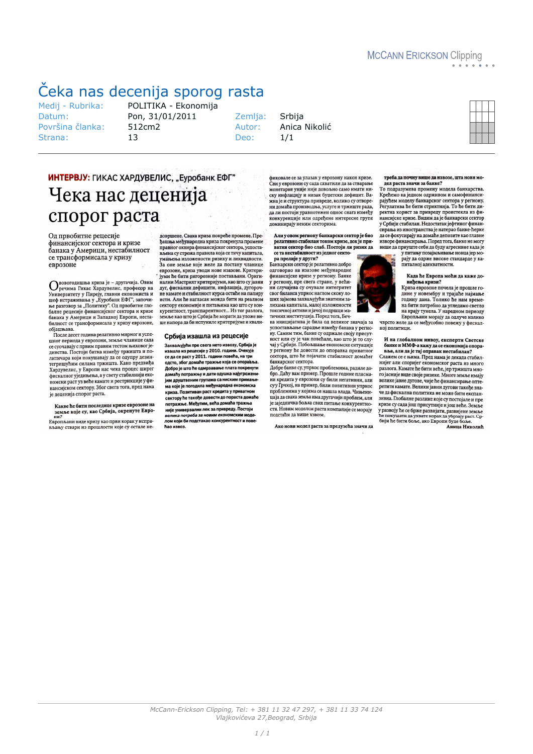# Čeka nas decenija sporog rasta

| | | | |
|---|---|---|---|
| Medij - Rubrika: | POLITIKA - Ekonomija | | |
| Datum: | Pon, 31/01/2011 | Zemlja: | Srbija |
| Površina članka: | 512cm2 | Autor: | Anica Nikolić |
| Strana: | 13 | Deo: | 1/1 |

**ИНТЕРВЈУ:** ГИКАС ХАРДУВЕЛИС, „Еуробанк ЕФГ"

## Чека нас деценија спорог раста

Од првобитне рецесије финансијског сектора и кризе банака у Америци, нестабилност се трансформисала у кризу еврозоне

Овогодишња криза је – другачија. Овим речима Гикас Хардувелис, професор на Универзитету у Пиреју, главни економиста и шеф истраживања у „Еуробанк ЕФГ", започиње разговор за „Политику". Од првобитне глобалне рецесије финансијског сектора и кризе банака у Америци и Западној Европи, нестабилност се трансформисала у кризу еврозоне, објашњава.

После десет година релативно мирног и успешног периода у еврозони, земље чланице сада се суочавају с првим правим тестом њихової јединства. Постоји битка између тржишта и политичара који покушавају да се одупру дезинтегришућим силама тржишта. Како предвиђа Хардувелис, у Европи нас чека процес ширег фискалног уједињења, а у свету стабилнији економски раст уз веће камате и рестрикције у финансијском сектору. Због свега тога, пред нама је деценија спорог раста.

**Какве ће бити последице кризе еврозоне на земље које су, као Србија, окренуте Европи?**

Европљани виде кризу као први корак у исправљању ствари из прошлости које су остале недовршене. Свака криза покреће промене. Пређашња међународна криза покренула промене правног оквира финансијског сектора, успостављена су строжа правила која се тичу капитала, умањења изложености ризику и ликвидности. За оне земље које желе да постану чланице еврозоне, криза уводи нове изазове. Критеријуми ће бити ригорозније постављени. Оригинални Мастрихт критеријуми, као што су јавни дуг, фискални дефицити, инфлација, дугорочне камате и стабилност курса остаће на папиру исти. Али ће нагласак можда бити на реалном сектору економије и питањима као што су конкурентност, транспарентност... Из тог разлога, земље као што је Србија ће морати да уложе више напора да би испуниле критеријуме и квалификовале се за улазак у еврозону након кризе. Сви у еврозони су сада схватили да за стварање монетарне уније није довољно само имати ниску инфлацију и низак буџетски дефицит. Важна је и структура привреде, колико су отворени домаћа производња, услуге и тржиште рада, да ли постоји уравнотежен однос снага између конкуренције или одређене интересне групе доминирају неким секторима.

### Србија изашла из рецесије

**Захваљујући пре свега нето извозу, Србија је изашла из рецесије у 2010. години. Очекује се да се раст у 2011. години повећа, на три одсто, због домаће тражње која се опоравља. Добро је што не одмрзавање плата покренути домаћу потрошњу и дати одушка најугроженијим друштвеним групама са ниским примањима које је погодила међународна економска криза. Позитиван раст кредита у приватном сектору ће такође довести до пораста домаће потражње. Међутим, већа домаћа тражња није универзални лек за привреду. Постоји** ***велика потреба за новим економским моделом који би подстакао конкурентност и повећао извоз.***

**Али у овом региону банкарски сектор је био релативно стабилан током кризе, док је приватни сектор био слаб. Постоји ли ризик да се та нестабилност из једног сектора пренесе у други?**

Банкарски сектор је релативно добро одговорио на изазове међународне финансијске кризе у региону. Банке у региону, пре свега стране, у већини случајева су очувале интегритет свог биланса упркос наглом скоку лоших зајмова захваљујући знатним залихама капитала, малој изложености токсичној активи и јачој подршци матичних институција. Поред тога, Бечка иницијатива је била од великог значаја за успостављање сарадње између банака у региону. Самим тим, банке су одржале своју присутност или су чак повећале, као што је то случај у Србији. Побољшање економске ситуације у региону ће довести до опоравка приватног сектора, што ће појачати стабилност домаћег банкарског сектора.

Добре банке су, упркос проблемима, радиле добро. Даћу вам пример. Прошле године пласмани кредита у еврозони су били негативни, али сну Грчкој, на пример, били позитивни упркос проблемима у којима се нашла влада. Чињеница да свака земља има другачији проблем, али је заједничка бољка свих питање конкурентности. Новим моделом раста компаније се морају подстаћи да више извозе.

**Ако нови модел раста за предузећа значи да треба да почну више да извозе, шта нови модел раста значи за банке?**

То подразумева промену модела банкарства. Крећемо ка једном одрживом и самофинансирајућем моделу банкарског сектора у региону. Регулатива ће бити стриктнија. То ће бити директна корист за привреду проистекла из финансијске кризе. Видим да је банкарски сектор у Србији стабилан. Недостатак јефтиног финансирања из иностранства је натерао банке-ћерке да се фокусирају на домаће депозите као главне изворе финансирања. Поред тога, банке не могу више да приуште себи да буду агресивне када је у питању позајмљивање новца јер морају да одрже високе стандарде у капиталној адекватности.

**Када ће Европа моћи да каже довиђења кризи?**

Криза еврозоне почела је прошле године у новембру и трајаће најмање годину дана. Толико ће нам времена бити потребно да угледамо светло на крају тунела. У наредном периоду Европљани морају да одлуче колико чврсто желе да се међусобно повежу у фискалној политици.

**И на глобалном нивоу, експерти Светске банке и ММФ-а кажу да се економија опоравља, али да је тај опоравак нестабилан?**

Слажем се с њима. Пред нама је декада стабилнијег али споријег економског раста из много разлога. Камате ће бити веће, јер тржишта много јасније виде своје ризике. Многе земље имају велике јавне дугове, чије ће финансирање оптеретити камате. Велики јавни дугови такође значе да фискална политика не може бити експанзивна. Глобалне разлике које су постојале и пре кризе су сада још присутније и још веће. Земље у развоју ће се брже развијати, развијене земље ће покушати да ухвате корак да убрзају раст. Србији ће бити боље, ако Европи буде боље.

**Аница Николић**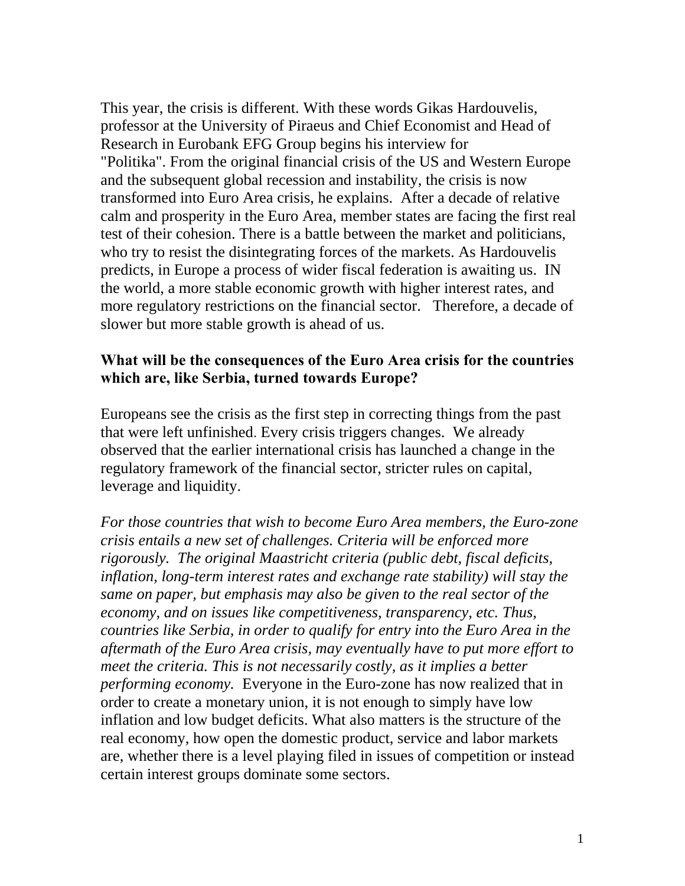This year, the crisis is different. With these words Gikas Hardouvelis, professor at the University of Piraeus and Chief Economist and Head of Research in Eurobank EFG Group begins his interview for "Politika". From the original financial crisis of the US and Western Europe and the subsequent global recession and instability, the crisis is now transformed into Euro Area crisis, he explains. After a decade of relative calm and prosperity in the Euro Area, member states are facing the first real test of their cohesion. There is a battle between the market and politicians, who try to resist the disintegrating forces of the markets. As Hardouvelis predicts, in Europe a process of wider fiscal federation is awaiting us. IN the world, a more stable economic growth with higher interest rates, and more regulatory restrictions on the financial sector. Therefore, a decade of slower but more stable growth is ahead of us.

**What will be the consequences of the Euro Area crisis for the countries which are, like Serbia, turned towards Europe?**

Europeans see the crisis as the first step in correcting things from the past that were left unfinished. Every crisis triggers changes. We already observed that the earlier international crisis has launched a change in the regulatory framework of the financial sector, stricter rules on capital, leverage and liquidity.

*For those countries that wish to become Euro Area members, the Euro-zone crisis entails a new set of challenges. Criteria will be enforced more rigorously. The original Maastricht criteria (public debt, fiscal deficits, inflation, long-term interest rates and exchange rate stability) will stay the same on paper, but emphasis may also be given to the real sector of the economy, and on issues like competitiveness, transparency, etc. Thus, countries like Serbia, in order to qualify for entry into the Euro Area in the aftermath of the Euro Area crisis, may eventually have to put more effort to meet the criteria. This is not necessarily costly, as it implies a better performing economy.* Everyone in the Euro-zone has now realized that in order to create a monetary union, it is not enough to simply have low inflation and low budget deficits. What also matters is the structure of the real economy, how open the domestic product, service and labor markets are, whether there is a level playing filed in issues of competition or instead certain interest groups dominate some sectors.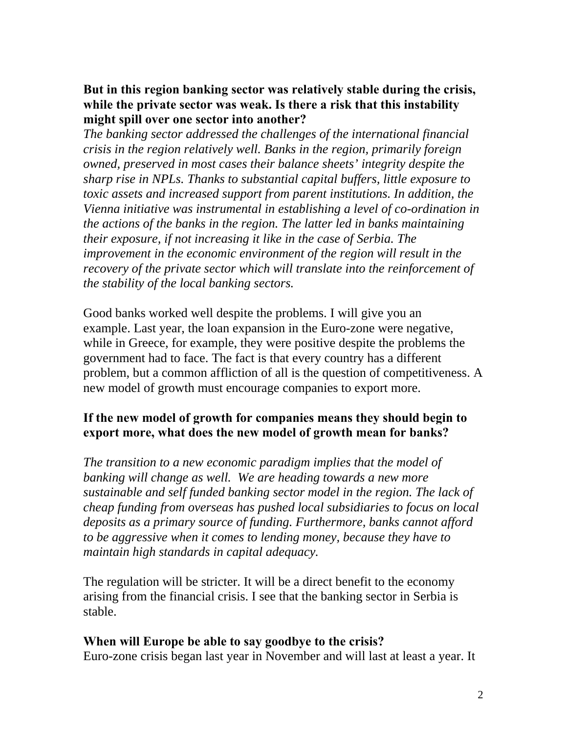**But in this region banking sector was relatively stable during the crisis, while the private sector was weak. Is there a risk that this instability might spill over one sector into another?**

*The banking sector addressed the challenges of the international financial crisis in the region relatively well. Banks in the region, primarily foreign owned, preserved in most cases their balance sheets' integrity despite the sharp rise in NPLs. Thanks to substantial capital buffers, little exposure to toxic assets and increased support from parent institutions. In addition, the Vienna initiative was instrumental in establishing a level of co-ordination in the actions of the banks in the region. The latter led in banks maintaining their exposure, if not increasing it like in the case of Serbia. The improvement in the economic environment of the region will result in the recovery of the private sector which will translate into the reinforcement of the stability of the local banking sectors.*

Good banks worked well despite the problems. I will give you an example. Last year, the loan expansion in the Euro-zone were negative, while in Greece, for example, they were positive despite the problems the government had to face. The fact is that every country has a different problem, but a common affliction of all is the question of competitiveness. A new model of growth must encourage companies to export more.

**If the new model of growth for companies means they should begin to export more, what does the new model of growth mean for banks?**

*The transition to a new economic paradigm implies that the model of banking will change as well. We are heading towards a new more sustainable and self funded banking sector model in the region. The lack of cheap funding from overseas has pushed local subsidiaries to focus on local deposits as a primary source of funding. Furthermore, banks cannot afford to be aggressive when it comes to lending money, because they have to maintain high standards in capital adequacy.*

The regulation will be stricter. It will be a direct benefit to the economy arising from the financial crisis. I see that the banking sector in Serbia is stable.

**When will Europe be able to say goodbye to the crisis?**

Euro-zone crisis began last year in November and will last at least a year. It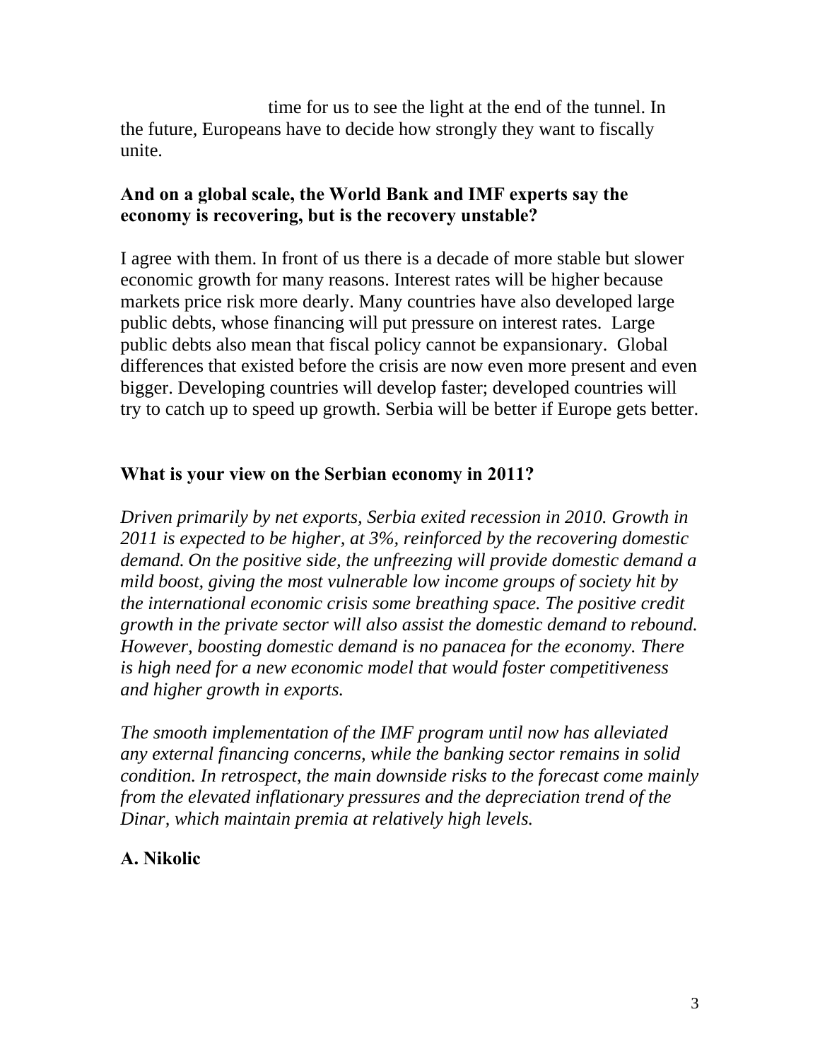time for us to see the light at the end of the tunnel. In the future, Europeans have to decide how strongly they want to fiscally unite.

**And on a global scale, the World Bank and IMF experts say the economy is recovering, but is the recovery unstable?**

I agree with them. In front of us there is a decade of more stable but slower economic growth for many reasons. Interest rates will be higher because markets price risk more dearly. Many countries have also developed large public debts, whose financing will put pressure on interest rates. Large public debts also mean that fiscal policy cannot be expansionary. Global differences that existed before the crisis are now even more present and even bigger. Developing countries will develop faster; developed countries will try to catch up to speed up growth. Serbia will be better if Europe gets better.

**What is your view on the Serbian economy in 2011?**

*Driven primarily by net exports, Serbia exited recession in 2010. Growth in 2011 is expected to be higher, at 3%, reinforced by the recovering domestic demand. On the positive side, the unfreezing will provide domestic demand a mild boost, giving the most vulnerable low income groups of society hit by the international economic crisis some breathing space. The positive credit growth in the private sector will also assist the domestic demand to rebound. However, boosting domestic demand is no panacea for the economy. There is high need for a new economic model that would foster competitiveness and higher growth in exports.*

*The smooth implementation of the IMF program until now has alleviated any external financing concerns, while the banking sector remains in solid condition. In retrospect, the main downside risks to the forecast come mainly from the elevated inflationary pressures and the depreciation trend of the Dinar, which maintain premia at relatively high levels.*

**A. Nikolic**